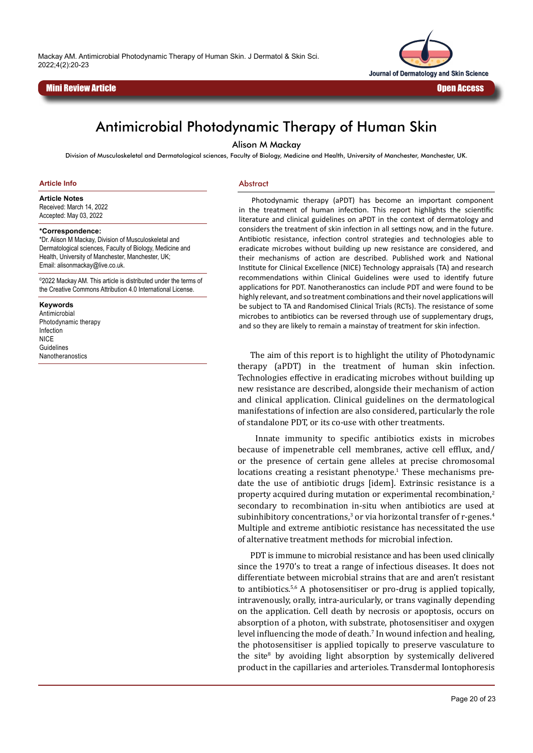Mini Review Article

Open Access

# Antimicrobial Photodynamic Therapy of Human Skin

Alison M Mackay

Division of Musculoskeletal and Dermatological sciences, Faculty of Biology, Medicine and Health, University of Manchester, Manchester, UK.

## Article Info

**Article Notes**
Received: March 14, 2022
Accepted: May 03, 2022

**\*Correspondence:**
\*Dr. Alison M Mackay, Division of Musculoskeletal and Dermatological sciences, Faculty of Biology, Medicine and Health, University of Manchester, Manchester, UK;
Email: alisonmackay@live.co.uk.

©2022 Mackay AM. This article is distributed under the terms of the Creative Commons Attribution 4.0 International License.

**Keywords**
Antimicrobial
Photodynamic therapy
Infection
NICE
Guidelines
Nanotheranostics

## Abstract

Photodynamic therapy (aPDT) has become an important component in the treatment of human infection. This report highlights the scientific literature and clinical guidelines on aPDT in the context of dermatology and considers the treatment of skin infection in all settings now, and in the future. Antibiotic resistance, infection control strategies and technologies able to eradicate microbes without building up new resistance are considered, and their mechanisms of action are described. Published work and National Institute for Clinical Excellence (NICE) Technology appraisals (TA) and research recommendations within Clinical Guidelines were used to identify future applications for PDT. Nanotheranostics can include PDT and were found to be highly relevant, and so treatment combinations and their novel applications will be subject to TA and Randomised Clinical Trials (RCTs). The resistance of some microbes to antibiotics can be reversed through use of supplementary drugs, and so they are likely to remain a mainstay of treatment for skin infection.

The aim of this report is to highlight the utility of Photodynamic therapy (aPDT) in the treatment of human skin infection. Technologies effective in eradicating microbes without building up new resistance are described, alongside their mechanism of action and clinical application. Clinical guidelines on the dermatological manifestations of infection are also considered, particularly the role of standalone PDT, or its co-use with other treatments.

Innate immunity to specific antibiotics exists in microbes because of impenetrable cell membranes, active cell efflux, and/or the presence of certain gene alleles at precise chromosomal locations creating a resistant phenotype.[1] These mechanisms pre-date the use of antibiotic drugs [idem]. Extrinsic resistance is a property acquired during mutation or experimental recombination,[2] secondary to recombination in-situ when antibiotics are used at subinhibitory concentrations,[3] or via horizontal transfer of r-genes.[4] Multiple and extreme antibiotic resistance has necessitated the use of alternative treatment methods for microbial infection.

PDT is immune to microbial resistance and has been used clinically since the 1970's to treat a range of infectious diseases. It does not differentiate between microbial strains that are and aren't resistant to antibiotics.[5,6] A photosensitiser or pro-drug is applied topically, intravenously, orally, intra-auricularly, or trans vaginally depending on the application. Cell death by necrosis or apoptosis, occurs on absorption of a photon, with substrate, photosensitiser and oxygen level influencing the mode of death.[7] In wound infection and healing, the photosensitiser is applied topically to preserve vasculature to the site[8] by avoiding light absorption by systemically delivered product in the capillaries and arterioles. Transdermal Iontophoresis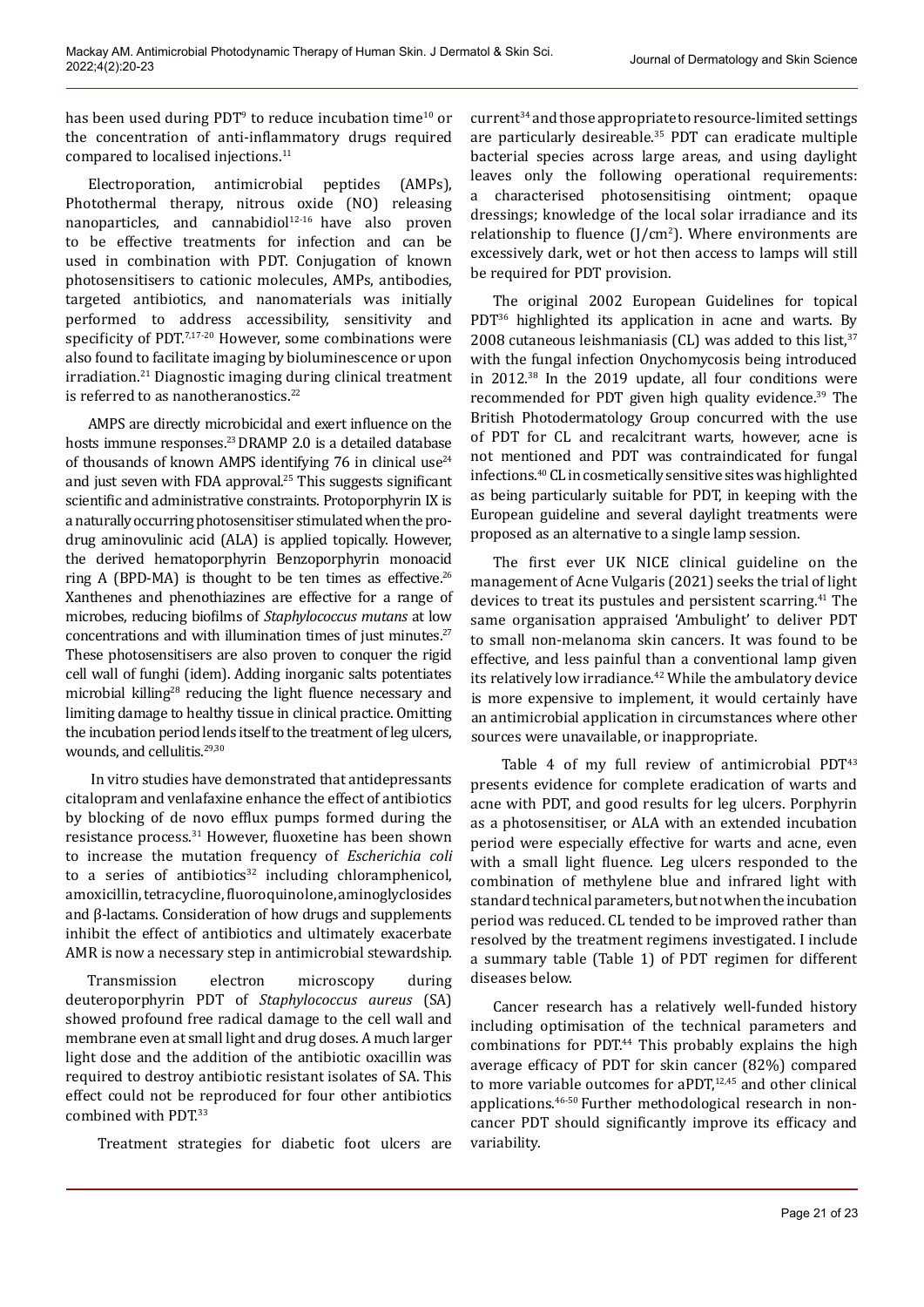has been used during PDT[9] to reduce incubation time[10] or the concentration of anti-inflammatory drugs required compared to localised injections.[11]

Electroporation, antimicrobial peptides (AMPs), Photothermal therapy, nitrous oxide (NO) releasing nanoparticles, and cannabidiol[12-16] have also proven to be effective treatments for infection and can be used in combination with PDT. Conjugation of known photosensitisers to cationic molecules, AMPs, antibodies, targeted antibiotics, and nanomaterials was initially performed to address accessibility, sensitivity and specificity of PDT.[7,17-20] However, some combinations were also found to facilitate imaging by bioluminescence or upon irradiation.[21] Diagnostic imaging during clinical treatment is referred to as nanotheranostics.[22]

AMPS are directly microbicidal and exert influence on the hosts immune responses.[23] DRAMP 2.0 is a detailed database of thousands of known AMPS identifying 76 in clinical use[24] and just seven with FDA approval.[25] This suggests significant scientific and administrative constraints. Protoporphyrin IX is a naturally occurring photosensitiser stimulated when the pro-drug aminovulinic acid (ALA) is applied topically. However, the derived hematoporphyrin Benzoporphyrin monoacid ring A (BPD-MA) is thought to be ten times as effective.[26] Xanthenes and phenothiazines are effective for a range of microbes, reducing biofilms of *Staphylococcus mutans* at low concentrations and with illumination times of just minutes.[27] These photosensitisers are also proven to conquer the rigid cell wall of funghi (idem). Adding inorganic salts potentiates microbial killing[28] reducing the light fluence necessary and limiting damage to healthy tissue in clinical practice. Omitting the incubation period lends itself to the treatment of leg ulcers, wounds, and cellulitis.[29,30]

In vitro studies have demonstrated that antidepressants citalopram and venlafaxine enhance the effect of antibiotics by blocking of de novo efflux pumps formed during the resistance process.[31] However, fluoxetine has been shown to increase the mutation frequency of *Escherichia coli* to a series of antibiotics[32] including chloramphenicol, amoxicillin, tetracycline, fluoroquinolone, aminoglyclosides and β-lactams. Consideration of how drugs and supplements inhibit the effect of antibiotics and ultimately exacerbate AMR is now a necessary step in antimicrobial stewardship.

Transmission electron microscopy during deuteroporphyrin PDT of *Staphylococcus aureus* (SA) showed profound free radical damage to the cell wall and membrane even at small light and drug doses. A much larger light dose and the addition of the antibiotic oxacillin was required to destroy antibiotic resistant isolates of SA. This effect could not be reproduced for four other antibiotics combined with PDT.[33]

Treatment strategies for diabetic foot ulcers are current[34] and those appropriate to resource-limited settings are particularly desireable.[35] PDT can eradicate multiple bacterial species across large areas, and using daylight leaves only the following operational requirements: a characterised photosensitising ointment; opaque dressings; knowledge of the local solar irradiance and its relationship to fluence ($J/cm^2$). Where environments are excessively dark, wet or hot then access to lamps will still be required for PDT provision.

The original 2002 European Guidelines for topical PDT[36] highlighted its application in acne and warts. By 2008 cutaneous leishmaniasis (CL) was added to this list,[37] with the fungal infection Onychomycosis being introduced in 2012.[38] In the 2019 update, all four conditions were recommended for PDT given high quality evidence.[39] The British Photodermatology Group concurred with the use of PDT for CL and recalcitrant warts, however, acne is not mentioned and PDT was contraindicated for fungal infections.[40] CL in cosmetically sensitive sites was highlighted as being particularly suitable for PDT, in keeping with the European guideline and several daylight treatments were proposed as an alternative to a single lamp session.

The first ever UK NICE clinical guideline on the management of Acne Vulgaris (2021) seeks the trial of light devices to treat its pustules and persistent scarring.[41] The same organisation appraised 'Ambulight' to deliver PDT to small non-melanoma skin cancers. It was found to be effective, and less painful than a conventional lamp given its relatively low irradiance.[42] While the ambulatory device is more expensive to implement, it would certainly have an antimicrobial application in circumstances where other sources were unavailable, or inappropriate.

Table 4 of my full review of antimicrobial PDT[43] presents evidence for complete eradication of warts and acne with PDT, and good results for leg ulcers. Porphyrin as a photosensitiser, or ALA with an extended incubation period were especially effective for warts and acne, even with a small light fluence. Leg ulcers responded to the combination of methylene blue and infrared light with standard technical parameters, but not when the incubation period was reduced. CL tended to be improved rather than resolved by the treatment regimens investigated. I include a summary table (Table 1) of PDT regimen for different diseases below.

Cancer research has a relatively well-funded history including optimisation of the technical parameters and combinations for PDT.[44] This probably explains the high average efficacy of PDT for skin cancer (82%) compared to more variable outcomes for aPDT,[12,45] and other clinical applications.[46-50] Further methodological research in non-cancer PDT should significantly improve its efficacy and variability.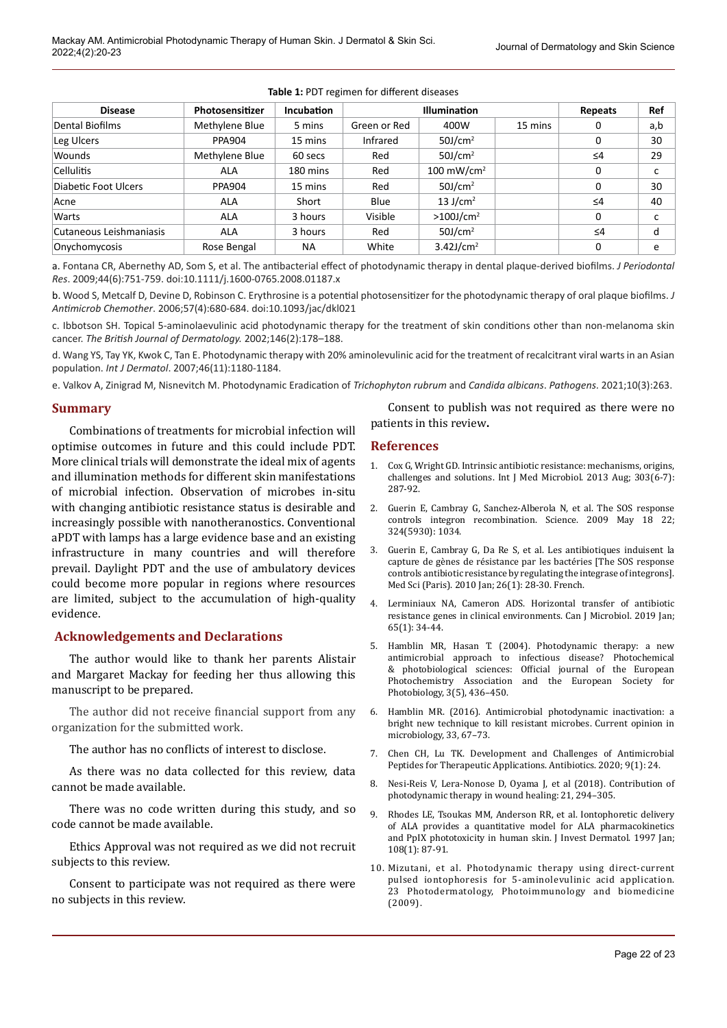**Table 1:** PDT regimen for different diseases

| Disease | Photosensitizer | Incubation | Illumination | | | Repeats | Ref |
|---|---|---|---|---|---|---|---|
| Dental Biofilms | Methylene Blue | 5 mins | Green or Red | 400W | 15 mins | 0 | a,b |
| Leg Ulcers | PPA904 | 15 mins | Infrared | $50J/cm^2$ | | 0 | 30 |
| Wounds | Methylene Blue | 60 secs | Red | $50J/cm^2$ | | ≤4 | 29 |
| Cellulitis | ALA | 180 mins | Red | $100\ mW/cm^2$ | | 0 | c |
| Diabetic Foot Ulcers | PPA904 | 15 mins | Red | $50J/cm^2$ | | 0 | 30 |
| Acne | ALA | Short | Blue | $13\ J/cm^2$ | | ≤4 | 40 |
| Warts | ALA | 3 hours | Visible | $>100J/cm^2$ | | 0 | c |
| Cutaneous Leishmaniasis | ALA | 3 hours | Red | $50J/cm^2$ | | ≤4 | d |
| Onychomycosis | Rose Bengal | NA | White | $3.42J/cm^2$ | | 0 | e |

a. Fontana CR, Abernethy AD, Som S, et al. The antibacterial effect of photodynamic therapy in dental plaque-derived biofilms. *J Periodontal Res*. 2009;44(6):751-759. doi:10.1111/j.1600-0765.2008.01187.x

b. Wood S, Metcalf D, Devine D, Robinson C. Erythrosine is a potential photosensitizer for the photodynamic therapy of oral plaque biofilms. *J Antimicrob Chemother*. 2006;57(4):680-684. doi:10.1093/jac/dkl021

c. Ibbotson SH. Topical 5-aminolaevulinic acid photodynamic therapy for the treatment of skin conditions other than non-melanoma skin cancer. *The British Journal of Dermatology.* 2002;146(2):178–188.

d. Wang YS, Tay YK, Kwok C, Tan E. Photodynamic therapy with 20% aminolevulinic acid for the treatment of recalcitrant viral warts in an Asian population. *Int J Dermatol*. 2007;46(11):1180-1184.

e. Valkov A, Zinigrad M, Nisnevitch M. Photodynamic Eradication of *Trichophyton rubrum* and *Candida albicans*. *Pathogens*. 2021;10(3):263.

## Summary

Combinations of treatments for microbial infection will optimise outcomes in future and this could include PDT. More clinical trials will demonstrate the ideal mix of agents and illumination methods for different skin manifestations of microbial infection. Observation of microbes in-situ with changing antibiotic resistance status is desirable and increasingly possible with nanotheranostics. Conventional aPDT with lamps has a large evidence base and an existing infrastructure in many countries and will therefore prevail. Daylight PDT and the use of ambulatory devices could become more popular in regions where resources are limited, subject to the accumulation of high-quality evidence.

## Acknowledgements and Declarations

The author would like to thank her parents Alistair and Margaret Mackay for feeding her thus allowing this manuscript to be prepared.

The author did not receive financial support from any organization for the submitted work.

The author has no conflicts of interest to disclose.

As there was no data collected for this review, data cannot be made available.

There was no code written during this study, and so code cannot be made available.

Ethics Approval was not required as we did not recruit subjects to this review.

Consent to participate was not required as there were no subjects in this review.

Consent to publish was not required as there were no patients in this review**.**

## References

1. Cox G, Wright GD. Intrinsic antibiotic resistance: mechanisms, origins, challenges and solutions. Int J Med Microbiol. 2013 Aug; 303(6-7): 287-92.
2. Guerin E, Cambray G, Sanchez-Alberola N, et al. The SOS response controls integron recombination. Science. 2009 May 18 22; 324(5930): 1034.
3. Guerin E, Cambray G, Da Re S, et al. Les antibiotiques induisent la capture de gènes de résistance par les bactéries [The SOS response controls antibiotic resistance by regulating the integrase of integrons]. Med Sci (Paris). 2010 Jan; 26(1): 28-30. French.
4. Lerminiaux NA, Cameron ADS. Horizontal transfer of antibiotic resistance genes in clinical environments. Can J Microbiol. 2019 Jan; 65(1): 34-44.
5. Hamblin MR, Hasan T. (2004). Photodynamic therapy: a new antimicrobial approach to infectious disease? Photochemical & photobiological sciences: Official journal of the European Photochemistry Association and the European Society for Photobiology, 3(5), 436–450.
6. Hamblin MR. (2016). Antimicrobial photodynamic inactivation: a bright new technique to kill resistant microbes. Current opinion in microbiology, 33, 67–73.
7. Chen CH, Lu TK. Development and Challenges of Antimicrobial Peptides for Therapeutic Applications. Antibiotics. 2020; 9(1): 24.
8. Nesi-Reis V, Lera-Nonose D, Oyama J, et al (2018). Contribution of photodynamic therapy in wound healing: 21, 294–305.
9. Rhodes LE, Tsoukas MM, Anderson RR, et al. Iontophoretic delivery of ALA provides a quantitative model for ALA pharmacokinetics and PpIX phototoxicity in human skin. J Invest Dermatol. 1997 Jan; 108(1): 87-91.
10. Mizutani, et al. Photodynamic therapy using direct-current pulsed iontophoresis for 5-aminolevulinic acid application. 23 Photodermatology, Photoimmunology and biomedicine (2009).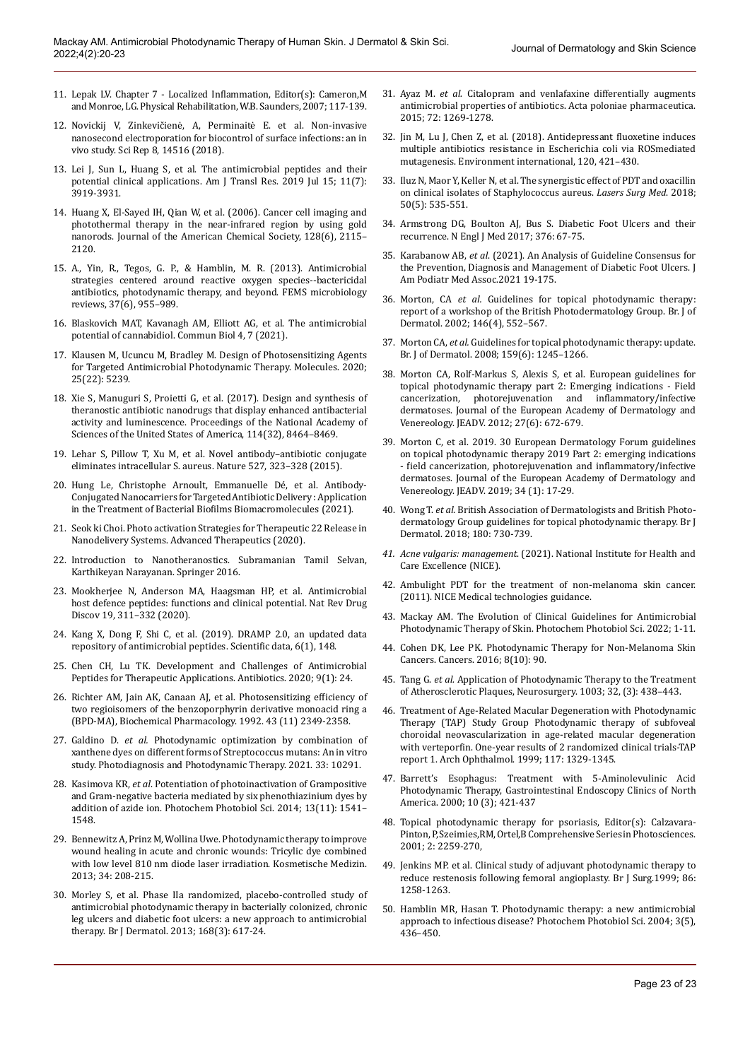11. Lepak LV. Chapter 7 - Localized Inflammation, Editor(s): Cameron,M and Monroe, LG. Physical Rehabilitation, W.B. Saunders, 2007; 117-139.
12. Novickij V, Zinkevičienė, A, Perminaitė E. et al. Non-invasive nanosecond electroporation for biocontrol of surface infections: an in vivo study. Sci Rep 8, 14516 (2018).
13. Lei J, Sun L, Huang S, et al. The antimicrobial peptides and their potential clinical applications. Am J Transl Res. 2019 Jul 15; 11(7): 3919-3931.
14. Huang X, El-Sayed IH, Qian W, et al. (2006). Cancer cell imaging and photothermal therapy in the near-infrared region by using gold nanorods. Journal of the American Chemical Society, 128(6), 2115–2120.
15. A., Yin, R., Tegos, G. P., & Hamblin, M. R. (2013). Antimicrobial strategies centered around reactive oxygen species--bactericidal antibiotics, photodynamic therapy, and beyond. FEMS microbiology reviews, 37(6), 955–989.
16. Blaskovich MAT, Kavanagh AM, Elliott AG, et al. The antimicrobial potential of cannabidiol. Commun Biol 4, 7 (2021).
17. Klausen M, Ucuncu M, Bradley M. Design of Photosensitizing Agents for Targeted Antimicrobial Photodynamic Therapy. Molecules. 2020; 25(22): 5239.
18. Xie S, Manuguri S, Proietti G, et al. (2017). Design and synthesis of theranostic antibiotic nanodrugs that display enhanced antibacterial activity and luminescence. Proceedings of the National Academy of Sciences of the United States of America, 114(32), 8464–8469.
19. Lehar S, Pillow T, Xu M, et al. Novel antibody–antibiotic conjugate eliminates intracellular S. aureus. Nature 527, 323–328 (2015).
20. Hung Le, Christophe Arnoult, Emmanuelle Dé, et al. Antibody-Conjugated Nanocarriers for Targeted Antibiotic Delivery : Application in the Treatment of Bacterial Biofilms Biomacromolecules (2021).
21. Seok ki Choi. Photo activation Strategies for Therapeutic 22 Release in Nanodelivery Systems. Advanced Therapeutics (2020).
22. Introduction to Nanotheranostics. Subramanian Tamil Selvan, Karthikeyan Narayanan. Springer 2016.
23. Mookherjee N, Anderson MA, Haagsman HP, et al. Antimicrobial host defence peptides: functions and clinical potential. Nat Rev Drug Discov 19, 311–332 (2020).
24. Kang X, Dong F, Shi C, et al. (2019). DRAMP 2.0, an updated data repository of antimicrobial peptides. Scientific data, 6(1), 148.
25. Chen CH, Lu TK. Development and Challenges of Antimicrobial Peptides for Therapeutic Applications. Antibiotics. 2020; 9(1): 24.
26. Richter AM, Jain AK, Canaan AJ, et al. Photosensitizing efficiency of two regioisomers of the benzoporphyrin derivative monoacid ring a (BPD-MA), Biochemical Pharmacology. 1992. 43 (11) 2349-2358.
27. Galdino D. *et al.* Photodynamic optimization by combination of xanthene dyes on different forms of Streptococcus mutans: An in vitro study. Photodiagnosis and Photodynamic Therapy. 2021. 33: 10291.
28. Kasimova KR, *et al*. Potentiation of photoinactivation of Grampositive and Gram-negative bacteria mediated by six phenothiazinium dyes by addition of azide ion. Photochem Photobiol Sci. 2014; 13(11): 1541–1548.
29. Bennewitz A, Prinz M, Wollina Uwe. Photodynamic therapy to improve wound healing in acute and chronic wounds: Tricylic dye combined with low level 810 nm diode laser irradiation. Kosmetische Medizin. 2013; 34: 208-215.
30. Morley S, et al. Phase IIa randomized, placebo-controlled study of antimicrobial photodynamic therapy in bacterially colonized, chronic leg ulcers and diabetic foot ulcers: a new approach to antimicrobial therapy. Br J Dermatol. 2013; 168(3): 617-24.
31. Ayaz M. *et al.* Citalopram and venlafaxine differentially augments antimicrobial properties of antibiotics. Acta poloniae pharmaceutica. 2015; 72: 1269-1278.
32. Jin M, Lu J, Chen Z, et al. (2018). Antidepressant fluoxetine induces multiple antibiotics resistance in Escherichia coli via ROSmediated mutagenesis. Environment international, 120, 421–430.
33. Iluz N, Maor Y, Keller N, et al. The synergistic effect of PDT and oxacillin on clinical isolates of Staphylococcus aureus. *Lasers Surg Med*. 2018; 50(5): 535-551.
34. Armstrong DG, Boulton AJ, Bus S. Diabetic Foot Ulcers and their recurrence. N Engl J Med 2017; 376: 67-75.
35. Karabanow AB, *et al*. (2021). An Analysis of Guideline Consensus for the Prevention, Diagnosis and Management of Diabetic Foot Ulcers. J Am Podiatr Med Assoc.2021 19-175.
36. Morton, CA *et al.* Guidelines for topical photodynamic therapy: report of a workshop of the British Photodermatology Group. Br. J of Dermatol. 2002; 146(4), 552–567.
37. Morton CA, *et al.* Guidelines for topical photodynamic therapy: update. Br. J of Dermatol. 2008; 159(6): 1245–1266.
38. Morton CA, Rolf-Markus S, Alexis S, et al. European guidelines for topical photodynamic therapy part 2: Emerging indications - Field cancerization, photorejuvenation and inflammatory/infective dermatoses. Journal of the European Academy of Dermatology and Venereology. JEADV. 2012; 27(6): 672-679.
39. Morton C, et al. 2019. 30 European Dermatology Forum guidelines on topical photodynamic therapy 2019 Part 2: emerging indications - field cancerization, photorejuvenation and inflammatory/infective dermatoses. Journal of the European Academy of Dermatology and Venereology. JEADV. 2019; 34 (1): 17-29.
40. Wong T. *et al.* British Association of Dermatologists and British Photo-dermatology Group guidelines for topical photodynamic therapy. Br J Dermatol. 2018; 180: 730-739.
41. *Acne vulgaris: management*. (2021). National Institute for Health and Care Excellence (NICE).
42. Ambulight PDT for the treatment of non-melanoma skin cancer. (2011). NICE Medical technologies guidance.
43. Mackay AM. The Evolution of Clinical Guidelines for Antimicrobial Photodynamic Therapy of Skin. Photochem Photobiol Sci. 2022; 1-11.
44. Cohen DK, Lee PK. Photodynamic Therapy for Non-Melanoma Skin Cancers. Cancers. 2016; 8(10): 90.
45. Tang G. *et al.* Application of Photodynamic Therapy to the Treatment of Atherosclerotic Plaques, Neurosurgery. 1003; 32, (3): 438–443.
46. Treatment of Age-Related Macular Degeneration with Photodynamic Therapy (TAP) Study Group Photodynamic therapy of subfoveal choroidal neovascularization in age-related macular degeneration with verteporfin. One-year results of 2 randomized clinical trials-TAP report 1. Arch Ophthalmol. 1999; 117: 1329-1345.
47. Barrett's Esophagus: Treatment with 5-Aminolevulinic Acid Photodynamic Therapy, Gastrointestinal Endoscopy Clinics of North America. 2000; 10 (3); 421-437
48. Topical photodynamic therapy for psoriasis, Editor(s): Calzavara-Pinton, P,Szeimies,RM, Ortel,B Comprehensive Series in Photosciences. 2001; 2: 2259-270,
49. Jenkins MP. et al. Clinical study of adjuvant photodynamic therapy to reduce restenosis following femoral angioplasty. Br J Surg.1999; 86: 1258-1263.
50. Hamblin MR, Hasan T. Photodynamic therapy: a new antimicrobial approach to infectious disease? Photochem Photobiol Sci. 2004; 3(5), 436–450.